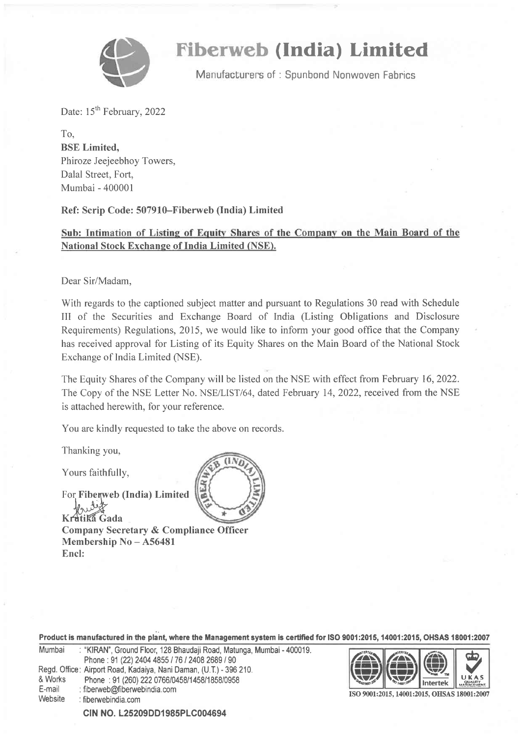# Fiberweb (India) Limited

Manufacturers of : Spunbond Nonwoven Fabrics

Date: 15th February, 2022

To,
**BSE Limited,**
Phiroze Jeejeebhoy Towers,
Dalal Street, Fort,
Mumbai - 400001

**Ref: Scrip Code: 507910–Fiberweb (India) Limited**

**Sub: Intimation of Listing of Equity Shares of the Company on the Main Board of the National Stock Exchange of India Limited (NSE).**

Dear Sir/Madam,

With regards to the captioned subject matter and pursuant to Regulations 30 read with Schedule III of the Securities and Exchange Board of India (Listing Obligations and Disclosure Requirements) Regulations, 2015, we would like to inform your good office that the Company has received approval for Listing of its Equity Shares on the Main Board of the National Stock Exchange of India Limited (NSE).

The Equity Shares of the Company will be listed on the NSE with effect from February 16, 2022. The Copy of the NSE Letter No. NSE/LIST/64, dated February 14, 2022, received from the NSE is attached herewith, for your reference.

You are kindly requested to take the above on records.

Thanking you,

Yours faithfully,

For **Fiberweb (India) Limited**

**Kratika Gada**
**Company Secretary & Compliance Officer**
**Membership No – A56481**
**Encl:**

**Product is manufactured in the plant, where the Management system is certified for ISO 9001:2015, 14001:2015, OHSAS 18001:2007**

Mumbai : "KIRAN", Ground Floor, 128 Bhaudaji Road, Matunga, Mumbai - 400019.
Phone : 91 (22) 2404 4855 / 76 / 2408 2689 / 90
Regd. Office & Works : Airport Road, Kadaiya, Nani Daman, (U.T.) - 396 210.
Phone : 91 (260) 222 0766/0458/1458/1858/0958
E-mail : fiberweb@fiberwebindia.com
Website : fiberwebindia.com

ISO 9001:2015, 14001:2015, OHSAS 18001:2007

**CIN NO. L25209DD1985PLC004694**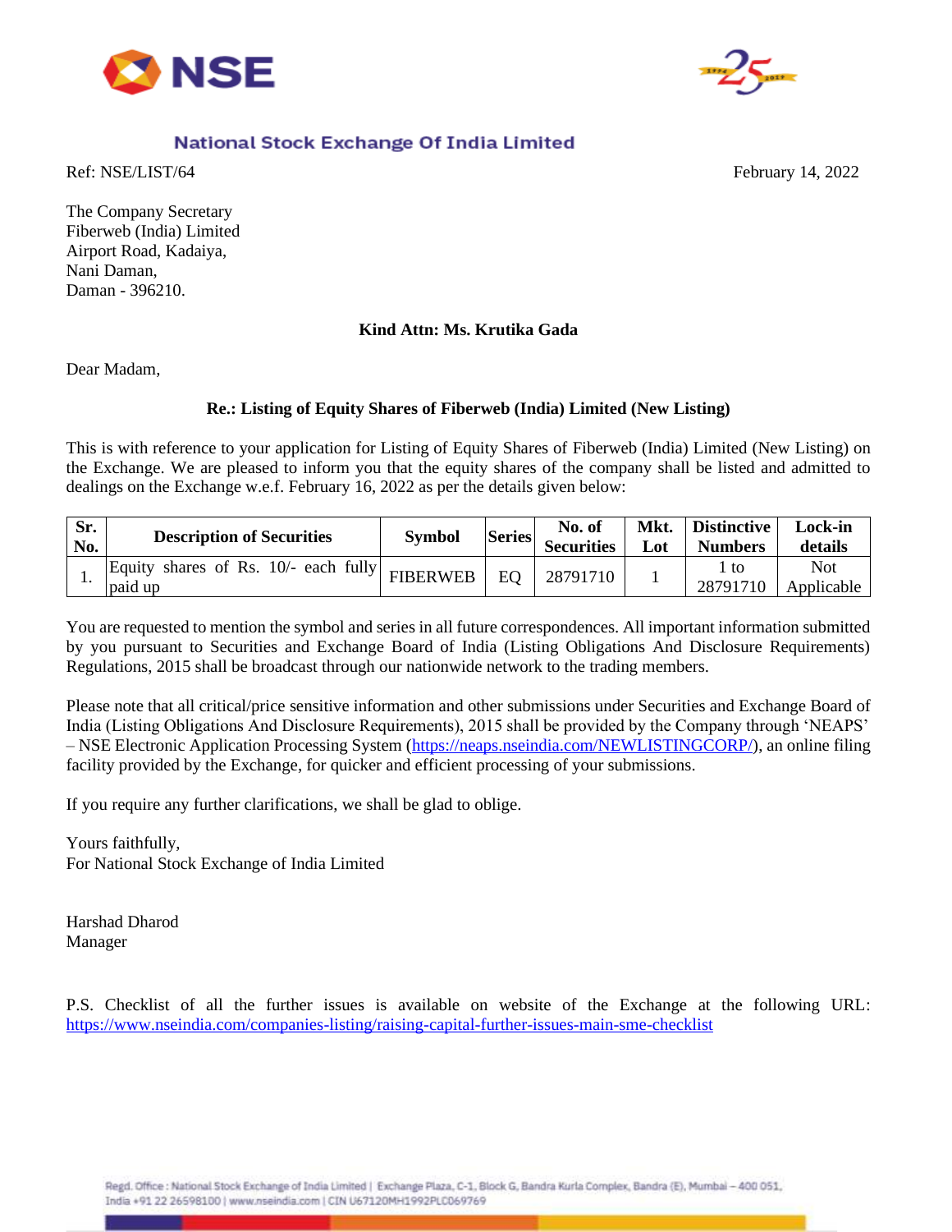**National Stock Exchange Of India Limited**

Ref: NSE/LIST/64 February 14, 2022

The Company Secretary
Fiberweb (India) Limited
Airport Road, Kadaiya,
Nani Daman,
Daman - 396210.

**Kind Attn: Ms. Krutika Gada**

Dear Madam,

**Re.: Listing of Equity Shares of Fiberweb (India) Limited (New Listing)**

This is with reference to your application for Listing of Equity Shares of Fiberweb (India) Limited (New Listing) on the Exchange. We are pleased to inform you that the equity shares of the company shall be listed and admitted to dealings on the Exchange w.e.f. February 16, 2022 as per the details given below:

| Sr. No. | Description of Securities | Symbol | Series | No. of Securities | Mkt. Lot | Distinctive Numbers | Lock-in details |
|---|---|---|---|---|---|---|---|
| 1. | Equity shares of Rs. 10/- each fully paid up | FIBERWEB | EQ | 28791710 | 1 | 1 to 28791710 | Not Applicable |

You are requested to mention the symbol and series in all future correspondences. All important information submitted by you pursuant to Securities and Exchange Board of India (Listing Obligations And Disclosure Requirements) Regulations, 2015 shall be broadcast through our nationwide network to the trading members.

Please note that all critical/price sensitive information and other submissions under Securities and Exchange Board of India (Listing Obligations And Disclosure Requirements), 2015 shall be provided by the Company through 'NEAPS' – NSE Electronic Application Processing System (https://neaps.nseindia.com/NEWLISTINGCORP/), an online filing facility provided by the Exchange, for quicker and efficient processing of your submissions.

If you require any further clarifications, we shall be glad to oblige.

Yours faithfully,
For National Stock Exchange of India Limited

Harshad Dharod
Manager

P.S. Checklist of all the further issues is available on website of the Exchange at the following URL: https://www.nseindia.com/companies-listing/raising-capital-further-issues-main-sme-checklist

Regd. Office : National Stock Exchange of India Limited | Exchange Plaza, C-1, Block G, Bandra Kurla Complex, Bandra (E), Mumbai – 400 051, India +91 22 26598100 | www.nseindia.com | CIN U67120MH1992PLC069769